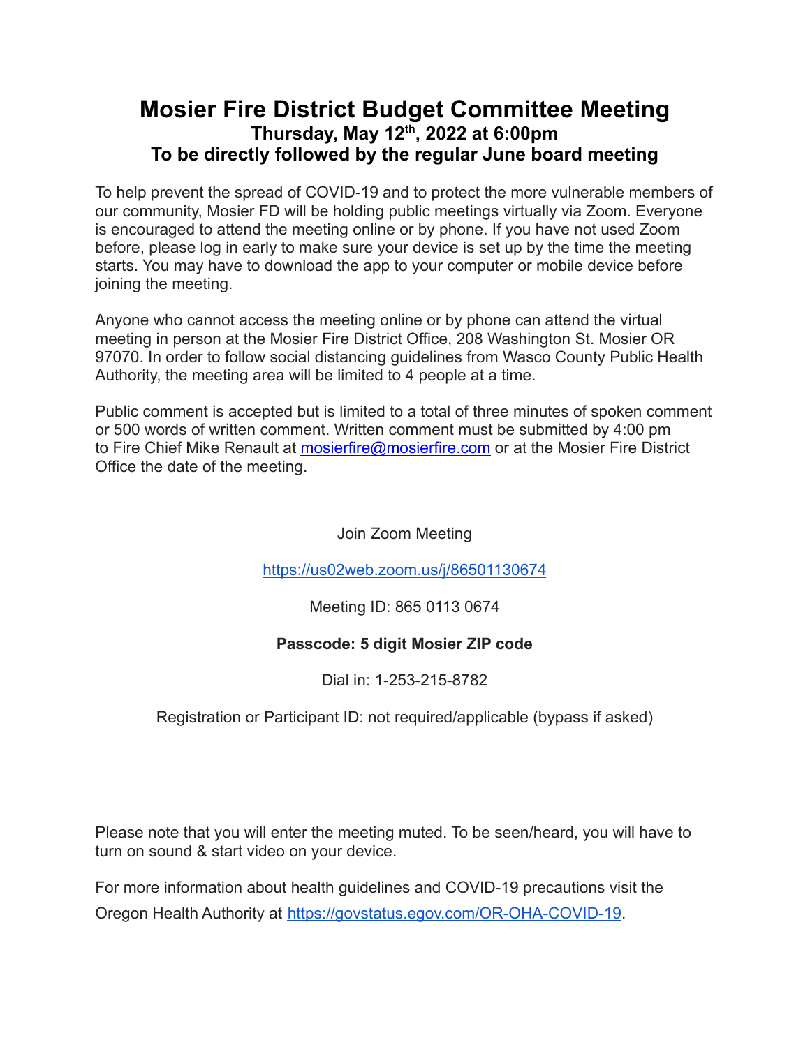# Mosier Fire District Budget Committee Meeting

### Thursday, May 12th, 2022 at 6:00pm

### To be directly followed by the regular June board meeting

To help prevent the spread of COVID-19 and to protect the more vulnerable members of our community, Mosier FD will be holding public meetings virtually via Zoom. Everyone is encouraged to attend the meeting online or by phone. If you have not used Zoom before, please log in early to make sure your device is set up by the time the meeting starts. You may have to download the app to your computer or mobile device before joining the meeting.

Anyone who cannot access the meeting online or by phone can attend the virtual meeting in person at the Mosier Fire District Office, 208 Washington St. Mosier OR 97070. In order to follow social distancing guidelines from Wasco County Public Health Authority, the meeting area will be limited to 4 people at a time.

Public comment is accepted but is limited to a total of three minutes of spoken comment or 500 words of written comment. Written comment must be submitted by 4:00 pm to Fire Chief Mike Renault at mosierfire@mosierfire.com or at the Mosier Fire District Office the date of the meeting.

Join Zoom Meeting

https://us02web.zoom.us/j/86501130674

Meeting ID: 865 0113 0674

**Passcode: 5 digit Mosier ZIP code**

Dial in: 1-253-215-8782

Registration or Participant ID: not required/applicable (bypass if asked)

Please note that you will enter the meeting muted. To be seen/heard, you will have to turn on sound & start video on your device.

For more information about health guidelines and COVID-19 precautions visit the Oregon Health Authority at https://govstatus.egov.com/OR-OHA-COVID-19.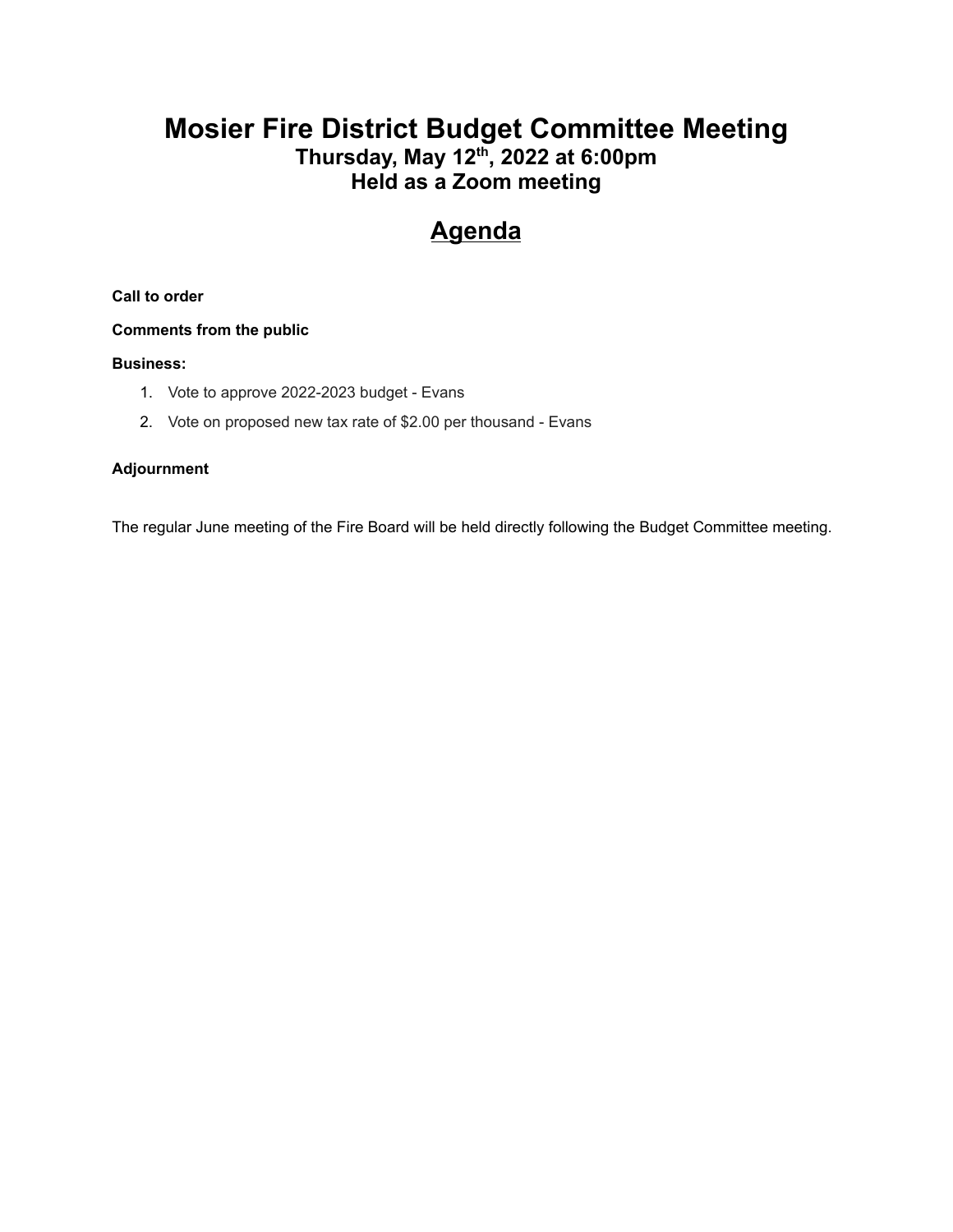# Mosier Fire District Budget Committee Meeting

### Thursday, May 12th, 2022 at 6:00pm

### Held as a Zoom meeting

## Agenda

**Call to order**

**Comments from the public**

**Business:**

1. Vote to approve 2022-2023 budget - Evans
2. Vote on proposed new tax rate of $2.00 per thousand - Evans

**Adjournment**

The regular June meeting of the Fire Board will be held directly following the Budget Committee meeting.